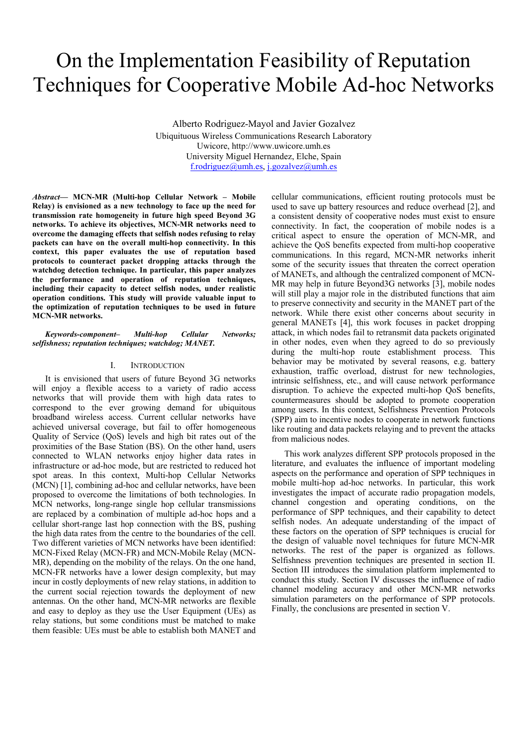# On the Implementation Feasibility of Reputation Techniques for Cooperative Mobile Ad-hoc Networks

Alberto Rodriguez-Mayol and Javier Gozalvez

Ubiquituous Wireless Communications Research Laboratory

Uwicore, http://www.uwicore.umh.es

University Miguel Hernandez, Elche, Spain

f.rodriguez@umh.es, j.gozalvez@umh.es

***Abstract*— MCN-MR (Multi-hop Cellular Network – Mobile Relay) is envisioned as a new technology to face up the need for transmission rate homogeneity in future high speed Beyond 3G networks. To achieve its objectives, MCN-MR networks need to overcome the damaging effects that selfish nodes refusing to relay packets can have on the overall multi-hop connectivity. In this context, this paper evaluates the use of reputation based protocols to counteract packet dropping attacks through the watchdog detection technique. In particular, this paper analyzes the performance and operation of reputation techniques, including their capacity to detect selfish nodes, under realistic operation conditions. This study will provide valuable input to the optimization of reputation techniques to be used in future MCN-MR networks.**

***Keywords-component– Multi-hop Cellular Networks; selfishness; reputation techniques; watchdog; MANET.***

## I. INTRODUCTION

It is envisioned that users of future Beyond 3G networks will enjoy a flexible access to a variety of radio access networks that will provide them with high data rates to correspond to the ever growing demand for ubiquitous broadband wireless access. Current cellular networks have achieved universal coverage, but fail to offer homogeneous Quality of Service (QoS) levels and high bit rates out of the proximities of the Base Station (BS). On the other hand, users connected to WLAN networks enjoy higher data rates in infrastructure or ad-hoc mode, but are restricted to reduced hot spot areas. In this context, Multi-hop Cellular Networks (MCN) [1], combining ad-hoc and cellular networks, have been proposed to overcome the limitations of both technologies. In MCN networks, long-range single hop cellular transmissions are replaced by a combination of multiple ad-hoc hops and a cellular short-range last hop connection with the BS, pushing the high data rates from the centre to the boundaries of the cell. Two different varieties of MCN networks have been identified: MCN-Fixed Relay (MCN-FR) and MCN-Mobile Relay (MCN-MR), depending on the mobility of the relays. On the one hand, MCN-FR networks have a lower design complexity, but may incur in costly deployments of new relay stations, in addition to the current social rejection towards the deployment of new antennas. On the other hand, MCN-MR networks are flexible and easy to deploy as they use the User Equipment (UEs) as relay stations, but some conditions must be matched to make them feasible: UEs must be able to establish both MANET and cellular communications, efficient routing protocols must be used to save up battery resources and reduce overhead [2], and a consistent density of cooperative nodes must exist to ensure connectivity. In fact, the cooperation of mobile nodes is a critical aspect to ensure the operation of MCN-MR, and achieve the QoS benefits expected from multi-hop cooperative communications. In this regard, MCN-MR networks inherit some of the security issues that threaten the correct operation of MANETs, and although the centralized component of MCN-MR may help in future Beyond3G networks [3], mobile nodes will still play a major role in the distributed functions that aim to preserve connectivity and security in the MANET part of the network. While there exist other concerns about security in general MANETs [4], this work focuses in packet dropping attack, in which nodes fail to retransmit data packets originated in other nodes, even when they agreed to do so previously during the multi-hop route establishment process. This behavior may be motivated by several reasons, e.g. battery exhaustion, traffic overload, distrust for new technologies, intrinsic selfishness, etc., and will cause network performance disruption. To achieve the expected multi-hop QoS benefits, countermeasures should be adopted to promote cooperation among users. In this context, Selfishness Prevention Protocols (SPP) aim to incentive nodes to cooperate in network functions like routing and data packets relaying and to prevent the attacks from malicious nodes.

This work analyzes different SPP protocols proposed in the literature, and evaluates the influence of important modeling aspects on the performance and operation of SPP techniques in mobile multi-hop ad-hoc networks. In particular, this work investigates the impact of accurate radio propagation models, channel congestion and operating conditions, on the performance of SPP techniques, and their capability to detect selfish nodes. An adequate understanding of the impact of these factors on the operation of SPP techniques is crucial for the design of valuable novel techniques for future MCN-MR networks. The rest of the paper is organized as follows. Selfishness prevention techniques are presented in section II. Section III introduces the simulation platform implemented to conduct this study. Section IV discusses the influence of radio channel modeling accuracy and other MCN-MR networks simulation parameters on the performance of SPP protocols. Finally, the conclusions are presented in section V.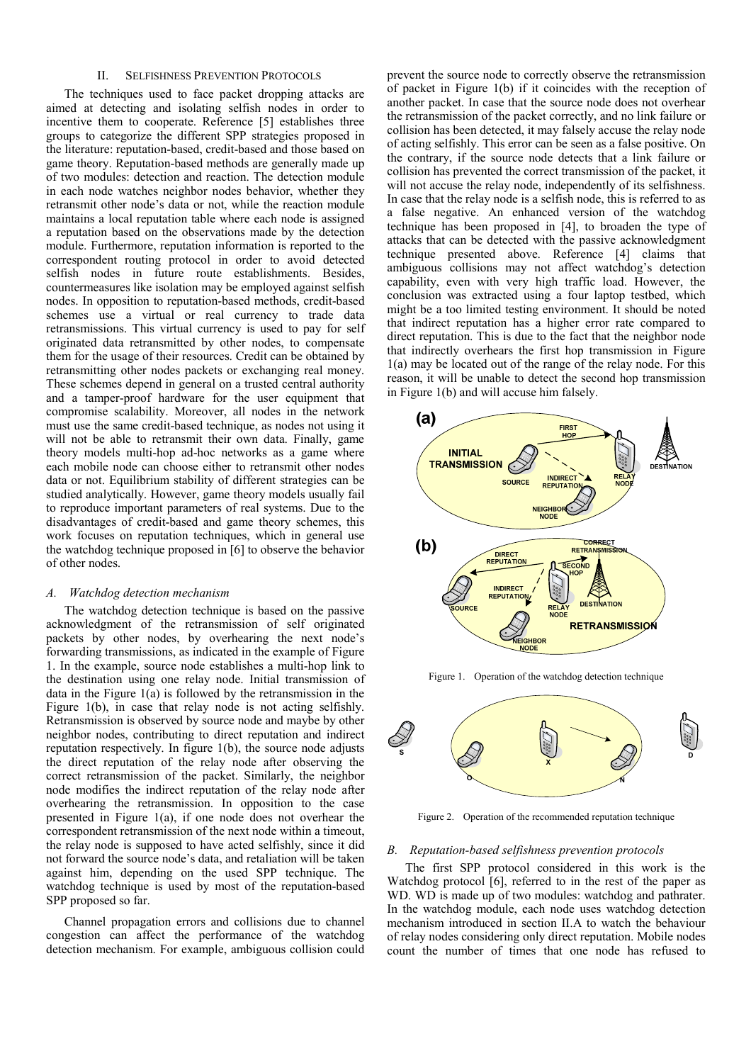## II. Selfishness Prevention Protocols

The techniques used to face packet dropping attacks are aimed at detecting and isolating selfish nodes in order to incentive them to cooperate. Reference [5] establishes three groups to categorize the different SPP strategies proposed in the literature: reputation-based, credit-based and those based on game theory. Reputation-based methods are generally made up of two modules: detection and reaction. The detection module in each node watches neighbor nodes behavior, whether they retransmit other node's data or not, while the reaction module maintains a local reputation table where each node is assigned a reputation based on the observations made by the detection module. Furthermore, reputation information is reported to the correspondent routing protocol in order to avoid detected selfish nodes in future route establishments. Besides, countermeasures like isolation may be employed against selfish nodes. In opposition to reputation-based methods, credit-based schemes use a virtual or real currency to trade data retransmissions. This virtual currency is used to pay for self originated data retransmitted by other nodes, to compensate them for the usage of their resources. Credit can be obtained by retransmitting other nodes packets or exchanging real money. These schemes depend in general on a trusted central authority and a tamper-proof hardware for the user equipment that compromise scalability. Moreover, all nodes in the network must use the same credit-based technique, as nodes not using it will not be able to retransmit their own data. Finally, game theory models multi-hop ad-hoc networks as a game where each mobile node can choose either to retransmit other nodes data or not. Equilibrium stability of different strategies can be studied analytically. However, game theory models usually fail to reproduce important parameters of real systems. Due to the disadvantages of credit-based and game theory schemes, this work focuses on reputation techniques, which in general use the watchdog technique proposed in [6] to observe the behavior of other nodes.

### A. Watchdog detection mechanism

The watchdog detection technique is based on the passive acknowledgment of the retransmission of self originated packets by other nodes, by overhearing the next node's forwarding transmissions, as indicated in the example of Figure 1. In the example, source node establishes a multi-hop link to the destination using one relay node. Initial transmission of data in the Figure 1(a) is followed by the retransmission in the Figure 1(b), in case that relay node is not acting selfishly. Retransmission is observed by source node and maybe by other neighbor nodes, contributing to direct reputation and indirect reputation respectively. In figure 1(b), the source node adjusts the direct reputation of the relay node after observing the correct retransmission of the packet. Similarly, the neighbor node modifies the indirect reputation of the relay node after overhearing the retransmission. In opposition to the case presented in Figure 1(a), if one node does not overhear the correspondent retransmission of the next node within a timeout, the relay node is supposed to have acted selfishly, since it did not forward the source node's data, and retaliation will be taken against him, depending on the used SPP technique. The watchdog technique is used by most of the reputation-based SPP proposed so far.

Channel propagation errors and collisions due to channel congestion can affect the performance of the watchdog detection mechanism. For example, ambiguous collision could prevent the source node to correctly observe the retransmission of packet in Figure 1(b) if it coincides with the reception of another packet. In case that the source node does not overhear the retransmission of the packet correctly, and no link failure or collision has been detected, it may falsely accuse the relay node of acting selfishly. This error can be seen as a false positive. On the contrary, if the source node detects that a link failure or collision has prevented the correct transmission of the packet, it will not accuse the relay node, independently of its selfishness. In case that the relay node is a selfish node, this is referred to as a false negative. An enhanced version of the watchdog technique has been proposed in [4], to broaden the type of attacks that can be detected with the passive acknowledgment technique presented above. Reference [4] claims that ambiguous collisions may not affect watchdog's detection capability, even with very high traffic load. However, the conclusion was extracted using a four laptop testbed, which might be a too limited testing environment. It should be noted that indirect reputation has a higher error rate compared to direct reputation. This is due to the fact that the neighbor node that indirectly overhears the first hop transmission in Figure 1(a) may be located out of the range of the relay node. For this reason, it will be unable to detect the second hop transmission in Figure 1(b) and will accuse him falsely.

Figure 1. Operation of the watchdog detection technique

Figure 2. Operation of the recommended reputation technique

### B. Reputation-based selfishness prevention protocols

The first SPP protocol considered in this work is the Watchdog protocol [6], referred to in the rest of the paper as WD. WD is made up of two modules: watchdog and pathrater. In the watchdog module, each node uses watchdog detection mechanism introduced in section II.A to watch the behaviour of relay nodes considering only direct reputation. Mobile nodes count the number of times that one node has refused to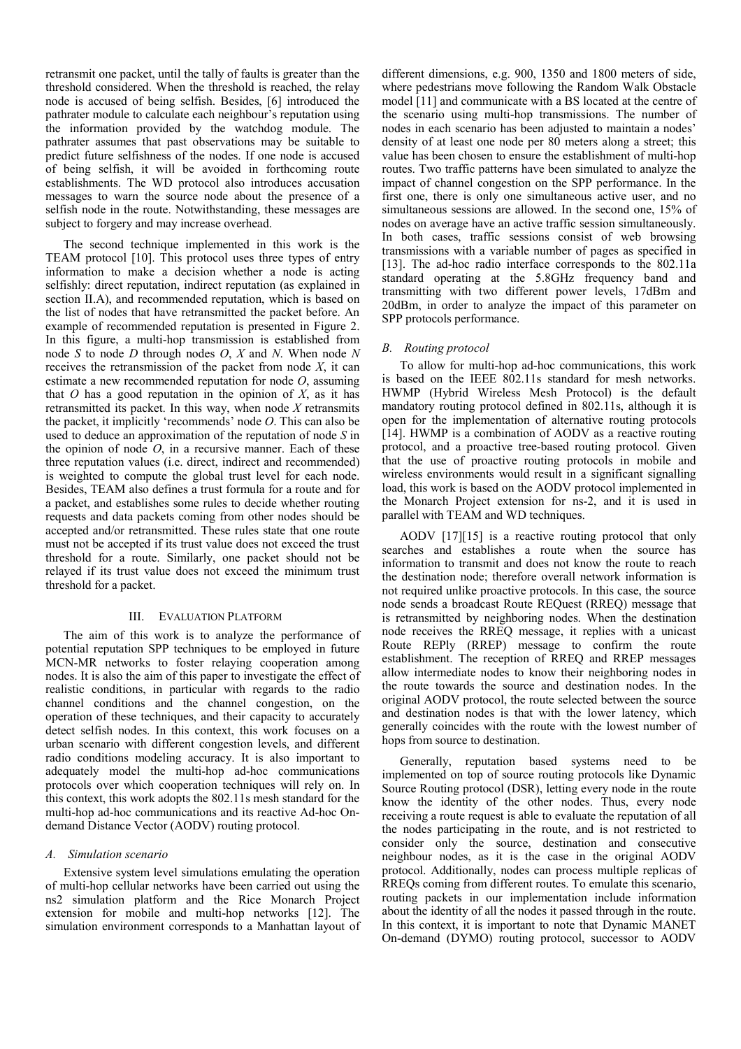retransmit one packet, until the tally of faults is greater than the threshold considered. When the threshold is reached, the relay node is accused of being selfish. Besides, [6] introduced the pathrater module to calculate each neighbour's reputation using the information provided by the watchdog module. The pathrater assumes that past observations may be suitable to predict future selfishness of the nodes. If one node is accused of being selfish, it will be avoided in forthcoming route establishments. The WD protocol also introduces accusation messages to warn the source node about the presence of a selfish node in the route. Notwithstanding, these messages are subject to forgery and may increase overhead.

The second technique implemented in this work is the TEAM protocol [10]. This protocol uses three types of entry information to make a decision whether a node is acting selfishly: direct reputation, indirect reputation (as explained in section II.A), and recommended reputation, which is based on the list of nodes that have retransmitted the packet before. An example of recommended reputation is presented in Figure 2. In this figure, a multi-hop transmission is established from node *S* to node *D* through nodes *O*, *X* and *N*. When node *N* receives the retransmission of the packet from node *X*, it can estimate a new recommended reputation for node *O*, assuming that *O* has a good reputation in the opinion of *X*, as it has retransmitted its packet. In this way, when node *X* retransmits the packet, it implicitly 'recommends' node *O*. This can also be used to deduce an approximation of the reputation of node *S* in the opinion of node *O*, in a recursive manner. Each of these three reputation values (i.e. direct, indirect and recommended) is weighted to compute the global trust level for each node. Besides, TEAM also defines a trust formula for a route and for a packet, and establishes some rules to decide whether routing requests and data packets coming from other nodes should be accepted and/or retransmitted. These rules state that one route must not be accepted if its trust value does not exceed the trust threshold for a route. Similarly, one packet should not be relayed if its trust value does not exceed the minimum trust threshold for a packet.

## III. EVALUATION PLATFORM

The aim of this work is to analyze the performance of potential reputation SPP techniques to be employed in future MCN-MR networks to foster relaying cooperation among nodes. It is also the aim of this paper to investigate the effect of realistic conditions, in particular with regards to the radio channel conditions and the channel congestion, on the operation of these techniques, and their capacity to accurately detect selfish nodes. In this context, this work focuses on a urban scenario with different congestion levels, and different radio conditions modeling accuracy. It is also important to adequately model the multi-hop ad-hoc communications protocols over which cooperation techniques will rely on. In this context, this work adopts the 802.11s mesh standard for the multi-hop ad-hoc communications and its reactive Ad-hoc On-demand Distance Vector (AODV) routing protocol.

### *A. Simulation scenario*

Extensive system level simulations emulating the operation of multi-hop cellular networks have been carried out using the ns2 simulation platform and the Rice Monarch Project extension for mobile and multi-hop networks [12]. The simulation environment corresponds to a Manhattan layout of different dimensions, e.g. 900, 1350 and 1800 meters of side, where pedestrians move following the Random Walk Obstacle model [11] and communicate with a BS located at the centre of the scenario using multi-hop transmissions. The number of nodes in each scenario has been adjusted to maintain a nodes' density of at least one node per 80 meters along a street; this value has been chosen to ensure the establishment of multi-hop routes. Two traffic patterns have been simulated to analyze the impact of channel congestion on the SPP performance. In the first one, there is only one simultaneous active user, and no simultaneous sessions are allowed. In the second one, 15% of nodes on average have an active traffic session simultaneously. In both cases, traffic sessions consist of web browsing transmissions with a variable number of pages as specified in [13]. The ad-hoc radio interface corresponds to the 802.11a standard operating at the 5.8GHz frequency band and transmitting with two different power levels, 17dBm and 20dBm, in order to analyze the impact of this parameter on SPP protocols performance.

### *B. Routing protocol*

To allow for multi-hop ad-hoc communications, this work is based on the IEEE 802.11s standard for mesh networks. HWMP (Hybrid Wireless Mesh Protocol) is the default mandatory routing protocol defined in 802.11s, although it is open for the implementation of alternative routing protocols [14]. HWMP is a combination of AODV as a reactive routing protocol, and a proactive tree-based routing protocol. Given that the use of proactive routing protocols in mobile and wireless environments would result in a significant signalling load, this work is based on the AODV protocol implemented in the Monarch Project extension for ns-2, and it is used in parallel with TEAM and WD techniques.

AODV [17][15] is a reactive routing protocol that only searches and establishes a route when the source has information to transmit and does not know the route to reach the destination node; therefore overall network information is not required unlike proactive protocols. In this case, the source node sends a broadcast Route REQuest (RREQ) message that is retransmitted by neighboring nodes. When the destination node receives the RREQ message, it replies with a unicast Route REPly (RREP) message to confirm the route establishment. The reception of RREQ and RREP messages allow intermediate nodes to know their neighboring nodes in the route towards the source and destination nodes. In the original AODV protocol, the route selected between the source and destination nodes is that with the lower latency, which generally coincides with the route with the lowest number of hops from source to destination.

Generally, reputation based systems need to be implemented on top of source routing protocols like Dynamic Source Routing protocol (DSR), letting every node in the route know the identity of the other nodes. Thus, every node receiving a route request is able to evaluate the reputation of all the nodes participating in the route, and is not restricted to consider only the source, destination and consecutive neighbour nodes, as it is the case in the original AODV protocol. Additionally, nodes can process multiple replicas of RREQs coming from different routes. To emulate this scenario, routing packets in our implementation include information about the identity of all the nodes it passed through in the route. In this context, it is important to note that Dynamic MANET On-demand (DYMO) routing protocol, successor to AODV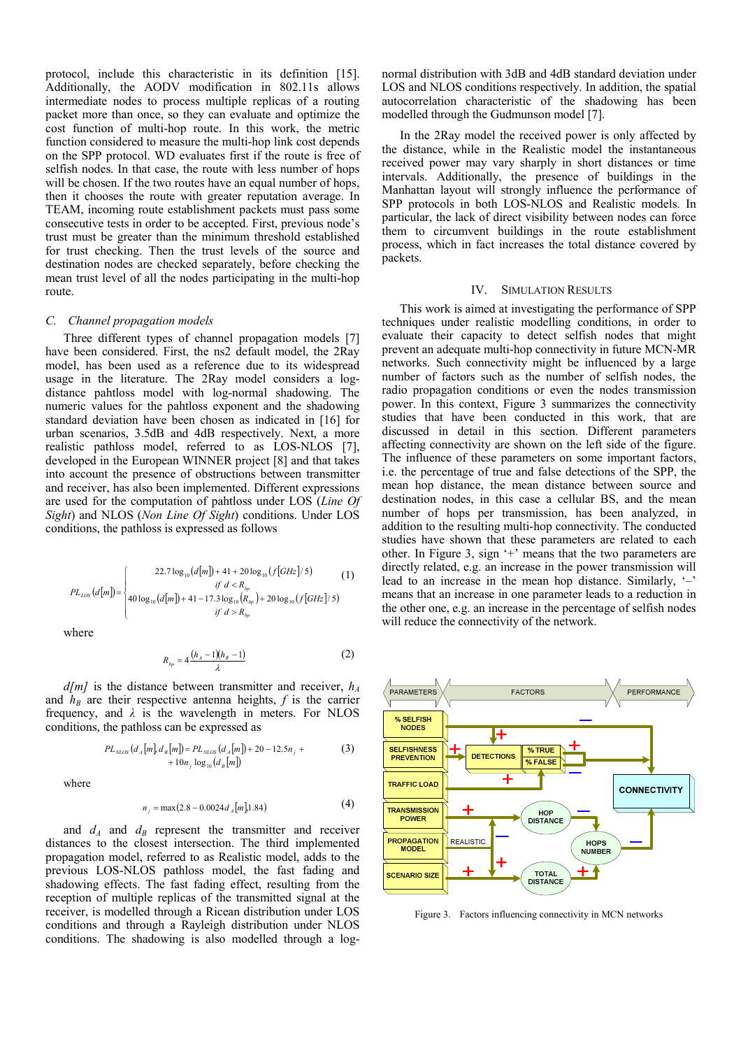protocol, include this characteristic in its definition [15]. Additionally, the AODV modification in 802.11s allows intermediate nodes to process multiple replicas of a routing packet more than once, so they can evaluate and optimize the cost function of multi-hop route. In this work, the metric function considered to measure the multi-hop link cost depends on the SPP protocol. WD evaluates first if the route is free of selfish nodes. In that case, the route with less number of hops will be chosen. If the two routes have an equal number of hops, then it chooses the route with greater reputation average. In TEAM, incoming route establishment packets must pass some consecutive tests in order to be accepted. First, previous node's trust must be greater than the minimum threshold established for trust checking. Then the trust levels of the source and destination nodes are checked separately, before checking the mean trust level of all the nodes participating in the multi-hop route.

### *C. Channel propagation models*

Three different types of channel propagation models [7] have been considered. First, the ns2 default model, the 2Ray model, has been used as a reference due to its widespread usage in the literature. The 2Ray model considers a log-distance pahtloss model with log-normal shadowing. The numeric values for the pathloss exponent and the shadowing standard deviation have been chosen as indicated in [16] for urban scenarios, 3.5dB and 4dB respectively. Next, a more realistic pathloss model, referred to as LOS-NLOS [7], developed in the European WINNER project [8] and that takes into account the presence of obstructions between transmitter and receiver, has also been implemented. Different expressions are used for the computation of pahtloss under LOS (*Line Of Sight*) and NLOS (*Non Line Of Sight*) conditions. Under LOS conditions, the pathloss is expressed as follows

$$PL_{LOS}(d[m]) = \begin{cases} 22.7\log_{10}(d[m]) + 41 + 20\log_{10}(f[GHz]/5) \\ \quad if\ d < R_{bp} \\ 40\log_{10}(d[m]) + 41 - 17.3\log_{10}(R_{bp}) + 20\log_{10}(f[GHz]/5) \\ \quad if\ d > R_{bp} \end{cases} \quad (1)$$

where

$$R_{bp} = 4\frac{(h_A - 1)(h_B - 1)}{\lambda} \quad (2)$$

*d[m]* is the distance between transmitter and receiver, $h_A$ and $h_B$ are their respective antenna heights, $f$ is the carrier frequency, and $\lambda$ is the wavelength in meters. For NLOS conditions, the pathloss can be expressed as

$$PL_{NLOS}(d_A[m], d_B[m]) = PL_{LOS}(d_A[m]) + 20 - 12.5n_j + 10n_j\log_{10}(d_B[m]) \quad (3)$$

where

$$n_j = \max(2.8 - 0.0024d_A[m], 1.84) \quad (4)$$

and $d_A$ and $d_B$ represent the transmitter and receiver distances to the closest intersection. The third implemented propagation model, referred to as Realistic model, adds to the previous LOS-NLOS pathloss model, the fast fading and shadowing effects. The fast fading effect, resulting from the reception of multiple replicas of the transmitted signal at the receiver, is modelled through a Ricean distribution under LOS conditions and through a Rayleigh distribution under NLOS conditions. The shadowing is also modelled through a log-normal distribution with 3dB and 4dB standard deviation under LOS and NLOS conditions respectively. In addition, the spatial autocorrelation characteristic of the shadowing has been modelled through the Gudmunson model [7].

In the 2Ray model the received power is only affected by the distance, while in the Realistic model the instantaneous received power may vary sharply in short distances or time intervals. Additionally, the presence of buildings in the Manhattan layout will strongly influence the performance of SPP protocols in both LOS-NLOS and Realistic models. In particular, the lack of direct visibility between nodes can force them to circumvent buildings in the route establishment process, which in fact increases the total distance covered by packets.

## IV. SIMULATION RESULTS

This work is aimed at investigating the performance of SPP techniques under realistic modelling conditions, in order to evaluate their capacity to detect selfish nodes that might prevent an adequate multi-hop connectivity in future MCN-MR networks. Such connectivity might be influenced by a large number of factors such as the number of selfish nodes, the radio propagation conditions or even the nodes transmission power. In this context, Figure 3 summarizes the connectivity studies that have been conducted in this work, and that are discussed in detail in this section. Different parameters affecting connectivity are shown on the left side of the figure. The influence of these parameters on some important factors, i.e. the percentage of true and false detections of the SPP, the mean hop distance, the mean distance between source and destination nodes, in this case a cellular BS, and the mean number of hops per transmission, has been analyzed, in addition to the resulting multi-hop connectivity. The conducted studies have shown that these parameters are related to each other. In Figure 3, sign '+' means that the two parameters are directly related, e.g. an increase in the power transmission will lead to an increase in the mean hop distance. Similarly, '–' means that an increase in one parameter leads to a reduction in the other one, e.g. an increase in the percentage of selfish nodes will reduce the connectivity of the network.

Figure 3. Factors influencing connectivity in MCN networks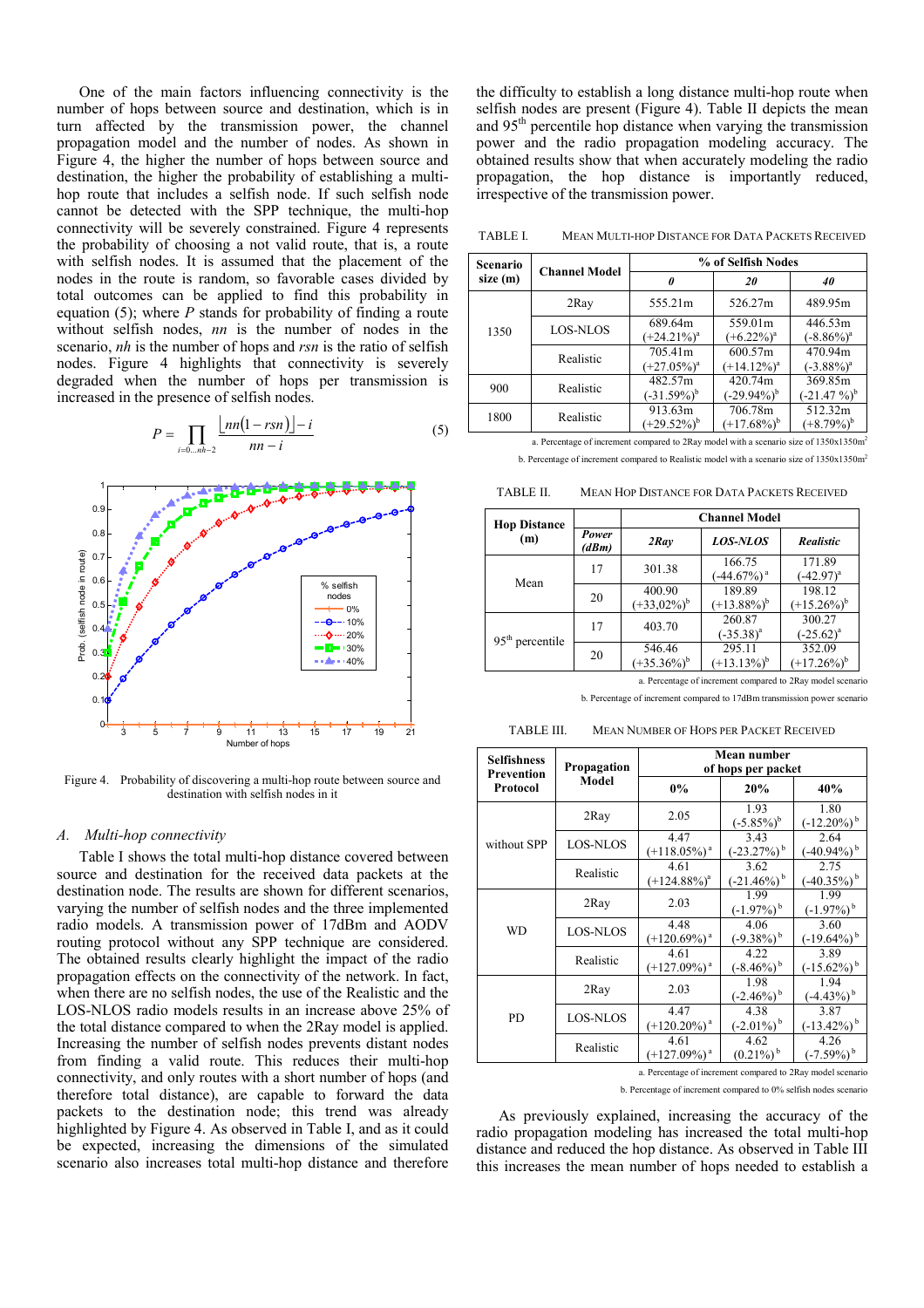One of the main factors influencing connectivity is the number of hops between source and destination, which is in turn affected by the transmission power, the channel propagation model and the number of nodes. As shown in Figure 4, the higher the number of hops between source and destination, the higher the probability of establishing a multi-hop route that includes a selfish node. If such selfish node cannot be detected with the SPP technique, the multi-hop connectivity will be severely constrained. Figure 4 represents the probability of choosing a not valid route, that is, a route with selfish nodes. It is assumed that the placement of the nodes in the route is random, so favorable cases divided by total outcomes can be applied to find this probability in equation (5); where $P$ stands for probability of finding a route without selfish nodes, $nn$ is the number of nodes in the scenario, $nh$ is the number of hops and $rsn$ is the ratio of selfish nodes. Figure 4 highlights that connectivity is severely degraded when the number of hops per transmission is increased in the presence of selfish nodes.

$$P = \prod_{i=0...nh-2} \frac{\lfloor nn(1-rsn) \rfloor - i}{nn - i} \tag{5}$$

Figure 4. Probability of discovering a multi-hop route between source and destination with selfish nodes in it

## A. Multi-hop connectivity

Table I shows the total multi-hop distance covered between source and destination for the received data packets at the destination node. The results are shown for different scenarios, varying the number of selfish nodes and the three implemented radio models. A transmission power of 17dBm and AODV routing protocol without any SPP technique are considered. The obtained results clearly highlight the impact of the radio propagation effects on the connectivity of the network. In fact, when there are no selfish nodes, the use of the Realistic and the LOS-NLOS radio models results in an increase above 25% of the total distance compared to when the 2Ray model is applied. Increasing the number of selfish nodes prevents distant nodes from finding a valid route. This reduces their multi-hop connectivity, and only routes with a short number of hops (and therefore total distance), are capable to forward the data packets to the destination node; this trend was already highlighted by Figure 4. As observed in Table I, and as it could be expected, increasing the dimensions of the simulated scenario also increases total multi-hop distance and therefore the difficulty to establish a long distance multi-hop route when selfish nodes are present (Figure 4). Table II depicts the mean and 95[th] percentile hop distance when varying the transmission power and the radio propagation modeling accuracy. The obtained results show that when accurately modeling the radio propagation, the hop distance is importantly reduced, irrespective of the transmission power.

TABLE I. MEAN MULTI-HOP DISTANCE FOR DATA PACKETS RECEIVED

| Scenario size (m) | Channel Model | % of Selfish Nodes | | |
|---|---|---|---|---|
| | | *0* | *20* | *40* |
| 1350 | 2Ray | 555.21m | 526.27m | 489.95m |
| | LOS-NLOS | 689.64m (+24.21%)[a] | 559.01m (+6.22%)[a] | 446.53m (-8.86%)[a] |
| | Realistic | 705.41m (+27.05%)[a] | 600.57m (+14.12%)[a] | 470.94m (-3.88%)[a] |
| 900 | Realistic | 482.57m (-31.59%)[b] | 420.74m (-29.94%)[b] | 369.85m (-21.47 %)[b] |
| 1800 | Realistic | 913.63m (+29.52%)[b] | 706.78m (+17.68%)[b] | 512.32m (+8.79%)[b] |

a. Percentage of increment compared to 2Ray model with a scenario size of 1350x1350m[2]

b. Percentage of increment compared to Realistic model with a scenario size of 1350x1350m[2]

TABLE II. MEAN HOP DISTANCE FOR DATA PACKETS RECEIVED

| Hop Distance (m) | Power (dBm) | Channel Model | | |
|---|---|---|---|---|
| | | *2Ray* | *LOS-NLOS* | *Realistic* |
| Mean | 17 | 301.38 | 166.75 (-44.67%)[a] | 171.89 (-42.97)[a] |
| | 20 | 400.90 (+33,02%)[b] | 189.89 (+13.88%)[b] | 198.12 (+15.26%)[b] |
| 95[th] percentile | 17 | 403.70 | 260.87 (-35.38)[a] | 300.27 (-25.62)[a] |
| | 20 | 546.46 (+35.36%)[b] | 295.11 (+13.13%)[b] | 352.09 (+17.26%)[b] |

a. Percentage of increment compared to 2Ray model scenario

b. Percentage of increment compared to 17dBm transmission power scenario

TABLE III. MEAN NUMBER OF HOPS PER PACKET RECEIVED

| Selfishness Prevention Protocol | Propagation Model | Mean number of hops per packet | | |
|---|---|---|---|---|
| | | **0%** | **20%** | **40%** |
| without SPP | 2Ray | 2.05 | 1.93 (-5.85%)[b] | 1.80 (-12.20%)[b] |
| | LOS-NLOS | 4.47 (+118.05%)[a] | 3.43 (-23.27%)[b] | 2.64 (-40.94%)[b] |
| | Realistic | 4.61 (+124.88%)[a] | 3.62 (-21.46%)[b] | 2.75 (-40.35%)[b] |
| WD | 2Ray | 2.03 | 1.99 (-1.97%)[b] | 1.99 (-1.97%)[b] |
| | LOS-NLOS | 4.48 (+120.69%)[a] | 4.06 (-9.38%)[b] | 3.60 (-19.64%)[b] |
| | Realistic | 4.61 (+127.09%)[a] | 4.22 (-8.46%)[b] | 3.89 (-15.62%)[b] |
| PD | 2Ray | 2.03 | 1.98 (-2.46%)[b] | 1.94 (-4.43%)[b] |
| | LOS-NLOS | 4.47 (+120.20%)[a] | 4.38 (-2.01%)[b] | 3.87 (-13.42%)[b] |
| | Realistic | 4.61 (+127.09%)[a] | 4.62 (0.21%)[b] | 4.26 (-7.59%)[b] |

a. Percentage of increment compared to 2Ray model scenario

b. Percentage of increment compared to 0% selfish nodes scenario

As previously explained, increasing the accuracy of the radio propagation modeling has increased the total multi-hop distance and reduced the hop distance. As observed in Table III this increases the mean number of hops needed to establish a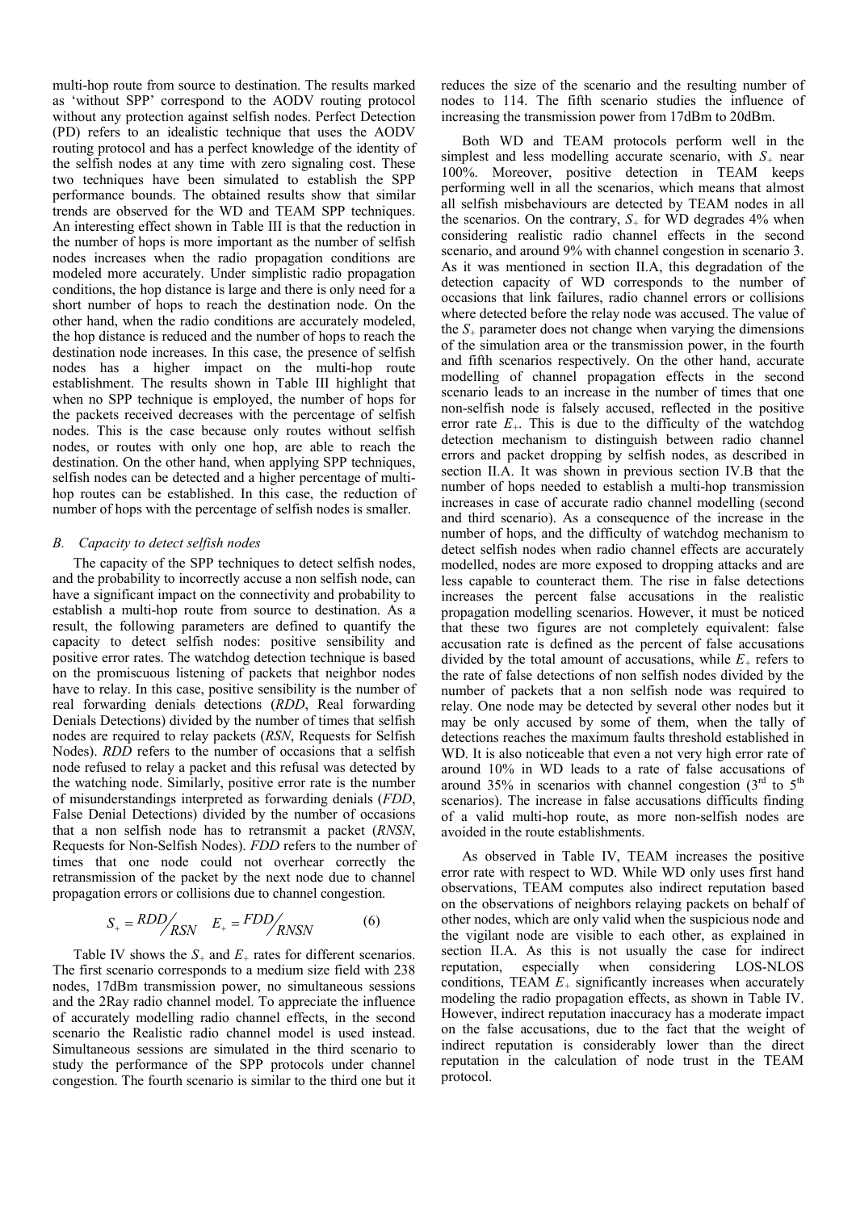multi-hop route from source to destination. The results marked as 'without SPP' correspond to the AODV routing protocol without any protection against selfish nodes. Perfect Detection (PD) refers to an idealistic technique that uses the AODV routing protocol and has a perfect knowledge of the identity of the selfish nodes at any time with zero signaling cost. These two techniques have been simulated to establish the SPP performance bounds. The obtained results show that similar trends are observed for the WD and TEAM SPP techniques. An interesting effect shown in Table III is that the reduction in the number of hops is more important as the number of selfish nodes increases when the radio propagation conditions are modeled more accurately. Under simplistic radio propagation conditions, the hop distance is large and there is only need for a short number of hops to reach the destination node. On the other hand, when the radio conditions are accurately modeled, the hop distance is reduced and the number of hops to reach the destination node increases. In this case, the presence of selfish nodes has a higher impact on the multi-hop route establishment. The results shown in Table III highlight that when no SPP technique is employed, the number of hops for the packets received decreases with the percentage of selfish nodes. This is the case because only routes without selfish nodes, or routes with only one hop, are able to reach the destination. On the other hand, when applying SPP techniques, selfish nodes can be detected and a higher percentage of multi-hop routes can be established. In this case, the reduction of number of hops with the percentage of selfish nodes is smaller.

## B. Capacity to detect selfish nodes

The capacity of the SPP techniques to detect selfish nodes, and the probability to incorrectly accuse a non selfish node, can have a significant impact on the connectivity and probability to establish a multi-hop route from source to destination. As a result, the following parameters are defined to quantify the capacity to detect selfish nodes: positive sensibility and positive error rates. The watchdog detection technique is based on the promiscuous listening of packets that neighbor nodes have to relay. In this case, positive sensibility is the number of real forwarding denials detections (*RDD*, Real forwarding Denials Detections) divided by the number of times that selfish nodes are required to relay packets (*RSN*, Requests for Selfish Nodes). *RDD* refers to the number of occasions that a selfish node refused to relay a packet and this refusal was detected by the watching node. Similarly, positive error rate is the number of misunderstandings interpreted as forwarding denials (*FDD*, False Denial Detections) divided by the number of occasions that a non selfish node has to retransmit a packet (*RNSN*, Requests for Non-Selfish Nodes). *FDD* refers to the number of times that one node could not overhear correctly the retransmission of the packet by the next node due to channel propagation errors or collisions due to channel congestion.

$$S_{+} = RDD / RSN \quad E_{+} = FDD / RNSN \tag{6}$$

Table IV shows the $S_{+}$ and $E_{+}$ rates for different scenarios. The first scenario corresponds to a medium size field with 238 nodes, 17dBm transmission power, no simultaneous sessions and the 2Ray radio channel model. To appreciate the influence of accurately modelling radio channel effects, in the second scenario the Realistic radio channel model is used instead. Simultaneous sessions are simulated in the third scenario to study the performance of the SPP protocols under channel congestion. The fourth scenario is similar to the third one but it reduces the size of the scenario and the resulting number of nodes to 114. The fifth scenario studies the influence of increasing the transmission power from 17dBm to 20dBm.

Both WD and TEAM protocols perform well in the simplest and less modelling accurate scenario, with $S_{+}$ near 100%. Moreover, positive detection in TEAM keeps performing well in all the scenarios, which means that almost all selfish misbehaviours are detected by TEAM nodes in all the scenarios. On the contrary, $S_{+}$ for WD degrades 4% when considering realistic radio channel effects in the second scenario, and around 9% with channel congestion in scenario 3. As it was mentioned in section II.A, this degradation of the detection capacity of WD corresponds to the number of occasions that link failures, radio channel errors or collisions where detected before the relay node was accused. The value of the $S_{+}$ parameter does not change when varying the dimensions of the simulation area or the transmission power, in the fourth and fifth scenarios respectively. On the other hand, accurate modelling of channel propagation effects in the second scenario leads to an increase in the number of times that one non-selfish node is falsely accused, reflected in the positive error rate $E_{+}$. This is due to the difficulty of the watchdog detection mechanism to distinguish between radio channel errors and packet dropping by selfish nodes, as described in section II.A. It was shown in previous section IV.B that the number of hops needed to establish a multi-hop transmission increases in case of accurate radio channel modelling (second and third scenario). As a consequence of the increase in the number of hops, and the difficulty of watchdog mechanism to detect selfish nodes when radio channel effects are accurately modelled, nodes are more exposed to dropping attacks and are less capable to counteract them. The rise in false detections increases the percent false accusations in the realistic propagation modelling scenarios. However, it must be noticed that these two figures are not completely equivalent: false accusation rate is defined as the percent of false accusations divided by the total amount of accusations, while $E_{+}$ refers to the rate of false detections of non selfish nodes divided by the number of packets that a non selfish node was required to relay. One node may be detected by several other nodes but it may be only accused by some of them, when the tally of detections reaches the maximum faults threshold established in WD. It is also noticeable that even a not very high error rate of around 10% in WD leads to a rate of false accusations of around 35% in scenarios with channel congestion (3rd to 5th scenarios). The increase in false accusations difficults finding of a valid multi-hop route, as more non-selfish nodes are avoided in the route establishments.

As observed in Table IV, TEAM increases the positive error rate with respect to WD. While WD only uses first hand observations, TEAM computes also indirect reputation based on the observations of neighbors relaying packets on behalf of other nodes, which are only valid when the suspicious node and the vigilant node are visible to each other, as explained in section II.A. As this is not usually the case for indirect reputation, especially when considering LOS-NLOS conditions, TEAM $E_{+}$ significantly increases when accurately modeling the radio propagation effects, as shown in Table IV. However, indirect reputation inaccuracy has a moderate impact on the false accusations, due to the fact that the weight of indirect reputation is considerably lower than the direct reputation in the calculation of node trust in the TEAM protocol.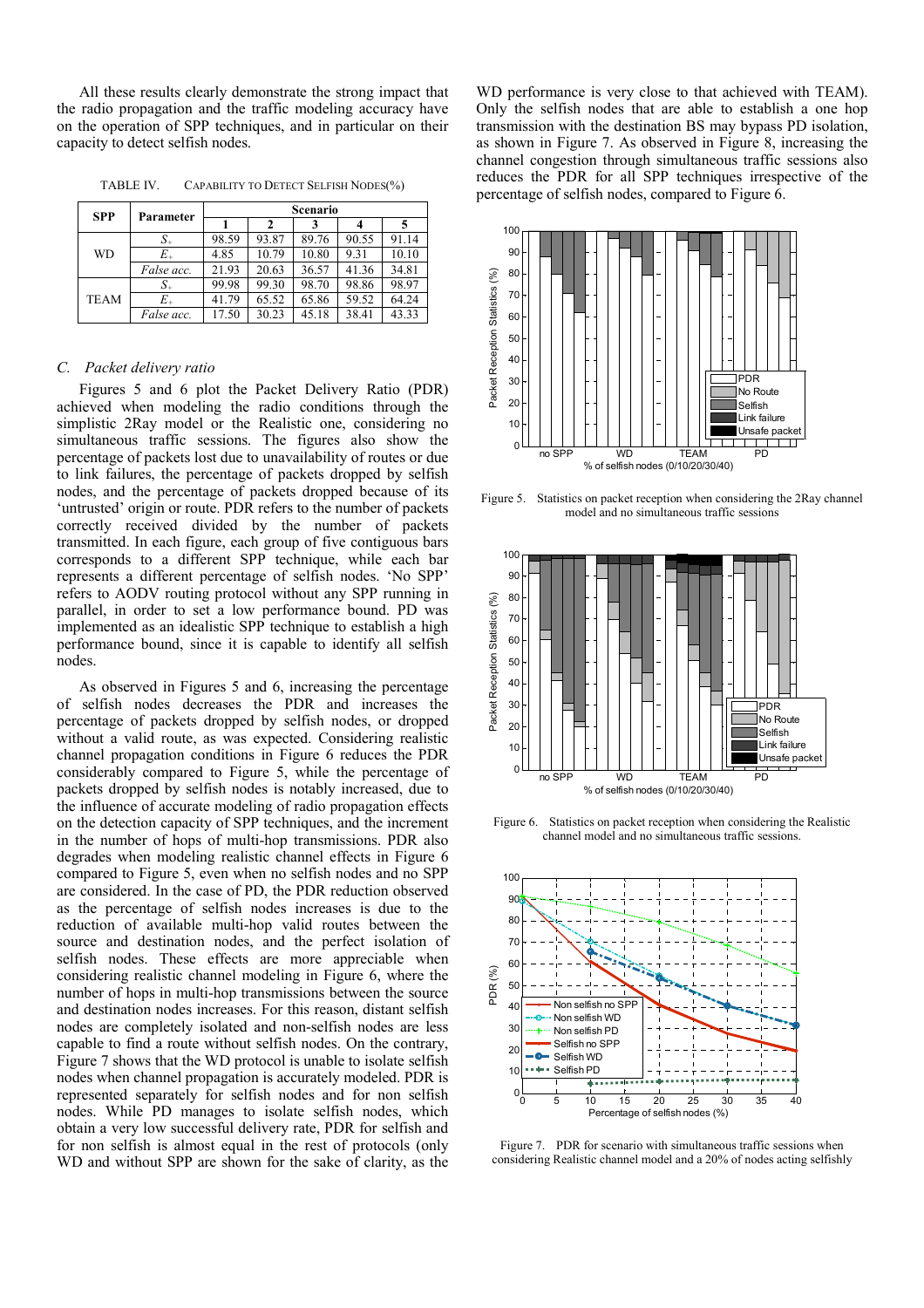All these results clearly demonstrate the strong impact that the radio propagation and the traffic modeling accuracy have on the operation of SPP techniques, and in particular on their capacity to detect selfish nodes.

TABLE IV. CAPABILITY TO DETECT SELFISH NODES(%)

| SPP | Parameter | Scenario | | | | |
|---|---|---|---|---|---|---|
| | | 1 | 2 | 3 | 4 | 5 |
| WD | $S_+$ | 98.59 | 93.87 | 89.76 | 90.55 | 91.14 |
| | $E_+$ | 4.85 | 10.79 | 10.80 | 9.31 | 10.10 |
| | *False acc.* | 21.93 | 20.63 | 36.57 | 41.36 | 34.81 |
| TEAM | $S_+$ | 99.98 | 99.30 | 98.70 | 98.86 | 98.97 |
| | $E_+$ | 41.79 | 65.52 | 65.86 | 59.52 | 64.24 |
| | *False acc.* | 17.50 | 30.23 | 45.18 | 38.41 | 43.33 |

### C. Packet delivery ratio

Figures 5 and 6 plot the Packet Delivery Ratio (PDR) achieved when modeling the radio conditions through the simplistic 2Ray model or the Realistic one, considering no simultaneous traffic sessions. The figures also show the percentage of packets lost due to unavailability of routes or due to link failures, the percentage of packets dropped by selfish nodes, and the percentage of packets dropped because of its 'untrusted' origin or route. PDR refers to the number of packets correctly received divided by the number of packets transmitted. In each figure, each group of five contiguous bars corresponds to a different SPP technique, while each bar represents a different percentage of selfish nodes. 'No SPP' refers to AODV routing protocol without any SPP running in parallel, in order to set a low performance bound. PD was implemented as an idealistic SPP technique to establish a high performance bound, since it is capable to identify all selfish nodes.

As observed in Figures 5 and 6, increasing the percentage of selfish nodes decreases the PDR and increases the percentage of packets dropped by selfish nodes, or dropped without a valid route, as was expected. Considering realistic channel propagation conditions in Figure 6 reduces the PDR considerably compared to Figure 5, while the percentage of packets dropped by selfish nodes is notably increased, due to the influence of accurate modeling of radio propagation effects on the detection capacity of SPP techniques, and the increment in the number of hops of multi-hop transmissions. PDR also degrades when modeling realistic channel effects in Figure 6 compared to Figure 5, even when no selfish nodes and no SPP are considered. In the case of PD, the PDR reduction observed as the percentage of selfish nodes increases is due to the reduction of available multi-hop valid routes between the source and destination nodes, and the perfect isolation of selfish nodes. These effects are more appreciable when considering realistic channel modeling in Figure 6, where the number of hops in multi-hop transmissions between the source and destination nodes increases. For this reason, distant selfish nodes are completely isolated and non-selfish nodes are less capable to find a route without selfish nodes. On the contrary, Figure 7 shows that the WD protocol is unable to isolate selfish nodes when channel propagation is accurately modeled. PDR is represented separately for selfish nodes and for non selfish nodes. While PD manages to isolate selfish nodes, which obtain a very low successful delivery rate, PDR for selfish and for non selfish is almost equal in the rest of protocols (only WD and without SPP are shown for the sake of clarity, as the WD performance is very close to that achieved with TEAM). Only the selfish nodes that are able to establish a one hop transmission with the destination BS may bypass PD isolation, as shown in Figure 7. As observed in Figure 8, increasing the channel congestion through simultaneous traffic sessions also reduces the PDR for all SPP techniques irrespective of the percentage of selfish nodes, compared to Figure 6.

Figure 5. Statistics on packet reception when considering the 2Ray channel model and no simultaneous traffic sessions

Figure 6. Statistics on packet reception when considering the Realistic channel model and no simultaneous traffic sessions.

Figure 7. PDR for scenario with simultaneous traffic sessions when considering Realistic channel model and a 20% of nodes acting selfishly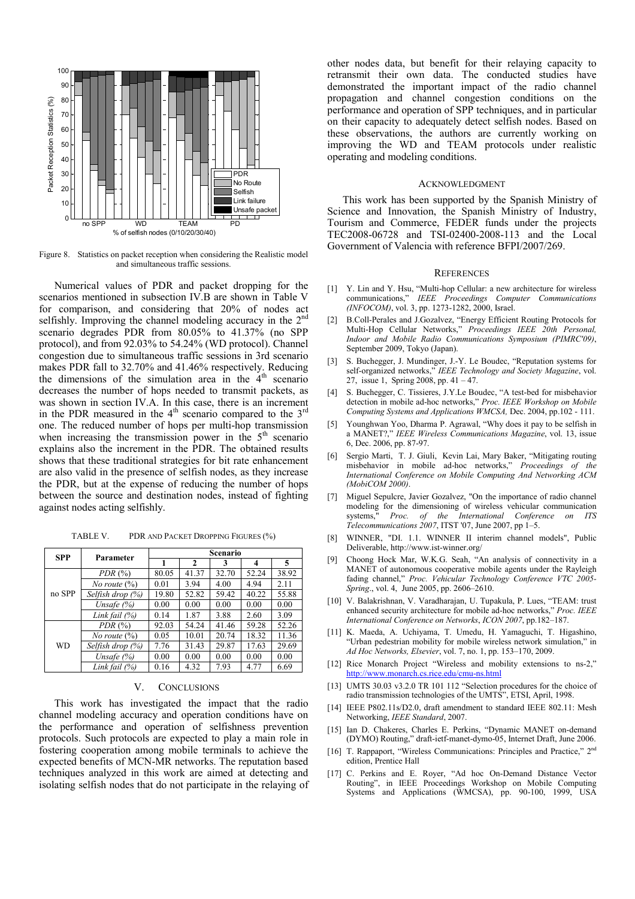100
90
80
70
60
50
40
30
20
10
0

Packet Reception Statistics (%)

no SPP
WD
TEAM
PD

% of selfish nodes (0/10/20/30/40)

PDR
No Route
Selfish
Link failure
Unsafe packet

Figure 8. Statistics on packet reception when considering the Realistic model and simultaneous traffic sessions.

Numerical values of PDR and packet dropping for the scenarios mentioned in subsection IV.B are shown in Table V for comparison, and considering that 20% of nodes act selfishly. Improving the channel modeling accuracy in the 2[nd] scenario degrades PDR from 80.05% to 41.37% (no SPP protocol), and from 92.03% to 54.24% (WD protocol). Channel congestion due to simultaneous traffic sessions in 3rd scenario makes PDR fall to 32.70% and 41.46% respectively. Reducing the dimensions of the simulation area in the 4[th] scenario decreases the number of hops needed to transmit packets, as was shown in section IV.A. In this case, there is an increment in the PDR measured in the 4[th] scenario compared to the 3[rd] one. The reduced number of hops per multi-hop transmission when increasing the transmission power in the 5[th] scenario explains also the increment in the PDR. The obtained results shows that these traditional strategies for bit rate enhancement are also valid in the presence of selfish nodes, as they increase the PDR, but at the expense of reducing the number of hops between the source and destination nodes, instead of fighting against nodes acting selfishly.

TABLE V. PDR AND PACKET DROPPING FIGURES (%)

| SPP | Parameter | Scenario | | | | |
|---|---|---|---|---|---|---|
| | | 1 | 2 | 3 | 4 | 5 |
| no SPP | *PDR* (%) | 80.05 | 41.37 | 32.70 | 52.24 | 38.92 |
| | *No route* (%) | 0.01 | 3.94 | 4.00 | 4.94 | 2.11 |
| | *Selfish drop (%)* | 19.80 | 52.82 | 59.42 | 40.22 | 55.88 |
| | *Unsafe (%)* | 0.00 | 0.00 | 0.00 | 0.00 | 0.00 |
| | *Link fail (%)* | 0.14 | 1.87 | 3.88 | 2.60 | 3.09 |
| WD | *PDR* (%) | 92.03 | 54.24 | 41.46 | 59.28 | 52.26 |
| | *No route* (%) | 0.05 | 10.01 | 20.74 | 18.32 | 11.36 |
| | *Selfish drop (%)* | 7.76 | 31.43 | 29.87 | 17.63 | 29.69 |
| | *Unsafe (%)* | 0.00 | 0.00 | 0.00 | 0.00 | 0.00 |
| | *Link fail (%)* | 0.16 | 4.32 | 7.93 | 4.77 | 6.69 |

## V. CONCLUSIONS

This work has investigated the impact that the radio channel modeling accuracy and operation conditions have on the performance and operation of selfishness prevention protocols. Such protocols are expected to play a main role in fostering cooperation among mobile terminals to achieve the expected benefits of MCN-MR networks. The reputation based techniques analyzed in this work are aimed at detecting and isolating selfish nodes that do not participate in the relaying of other nodes data, but benefit for their relaying capacity to retransmit their own data. The conducted studies have demonstrated the important impact of the radio channel propagation and channel congestion conditions on the performance and operation of SPP techniques, and in particular on their capacity to adequately detect selfish nodes. Based on these observations, the authors are currently working on improving the WD and TEAM protocols under realistic operating and modeling conditions.

## ACKNOWLEDGMENT

This work has been supported by the Spanish Ministry of Science and Innovation, the Spanish Ministry of Industry, Tourism and Commerce, FEDER funds under the projects TEC2008-06728 and TSI-02400-2008-113 and the Local Government of Valencia with reference BFPI/2007/269.

## REFERENCES

[1] Y. Lin and Y. Hsu, "Multi-hop Cellular: a new architecture for wireless communications," *IEEE Proceedings Computer Communications (INFOCOM)*, vol. 3, pp. 1273-1282, 2000, Israel.

[2] B.Coll-Perales and J.Gozalvez, "Energy Efficient Routing Protocols for Multi-Hop Cellular Networks," *Proceedings IEEE 20th Personal, Indoor and Mobile Radio Communications Symposium (PIMRC'09)*, September 2009, Tokyo (Japan).

[3] S. Buchegger, J. Mundinger, J.-Y. Le Boudec, "Reputation systems for self-organized networks," *IEEE Technology and Society Magazine*, vol. 27, issue 1, Spring 2008, pp. 41 – 47.

[4] S. Buchegger, C. Tissieres, J.Y.Le Boudec, "A test-bed for misbehavior detection in mobile ad-hoc networks," *Proc. IEEE Workshop on Mobile Computing Systems and Applications WMCSA,* Dec. 2004, pp.102 - 111.

[5] Younghwan Yoo, Dharma P. Agrawal, "Why does it pay to be selfish in a MANET?," *IEEE Wireless Communications Magazine*, vol. 13, issue 6, Dec. 2006, pp. 87-97.

[6] Sergio Marti, T. J. Giuli, Kevin Lai, Mary Baker, "Mitigating routing misbehavior in mobile ad-hoc networks," *Proceedings of the International Conference on Mobile Computing And Networking ACM (MobiCOM 2000)*.

[7] Miguel Sepulcre, Javier Gozalvez, "On the importance of radio channel modeling for the dimensioning of wireless vehicular communication systems," *Proc. of the International Conference on ITS Telecommunications 2007*, ITST '07, June 2007, pp 1–5.

[8] WINNER, "DI. 1.1. WINNER II interim channel models", Public Deliverable, http://www.ist-winner.org/

[9] Choong Hock Mar, W.K.G. Seah, "An analysis of connectivity in a MANET of autonomous cooperative mobile agents under the Rayleigh fading channel," *Proc. Vehicular Technology Conference VTC 2005-Spring*., vol. 4, June 2005, pp. 2606–2610.

[10] V. Balakrishnan, V. Varadharajan, U. Tupakula, P. Lues, "TEAM: trust enhanced security architecture for mobile ad-hoc networks," *Proc. IEEE International Conference on Networks*, *ICON 2007*, pp.182–187.

[11] K. Maeda, A. Uchiyama, T. Umedu, H. Yamaguchi, T. Higashino, "Urban pedestrian mobility for mobile wireless network simulation," in *Ad Hoc Networks, Elsevier*, vol. 7, no. 1, pp. 153–170, 2009.

[12] Rice Monarch Project "Wireless and mobility extensions to ns-2," http://www.monarch.cs.rice.edu/cmu-ns.html

[13] UMTS 30.03 v3.2.0 TR 101 112 "Selection procedures for the choice of radio transmission technologies of the UMTS", ETSI, April, 1998.

[14] IEEE P802.11s/D2.0, draft amendment to standard IEEE 802.11: Mesh Networking, *IEEE Standard*, 2007.

[15] Ian D. Chakeres, Charles E. Perkins, "Dynamic MANET on-demand (DYMO) Routing," draft-ietf-manet-dymo-05, Internet Draft, June 2006.

[16] T. Rappaport, "Wireless Communications: Principles and Practice," 2[nd] edition, Prentice Hall

[17] C. Perkins and E. Royer, "Ad hoc On-Demand Distance Vector Routing", in IEEE Proceedings Workshop on Mobile Computing Systems and Applications (WMCSA), pp. 90-100, 1999, USA